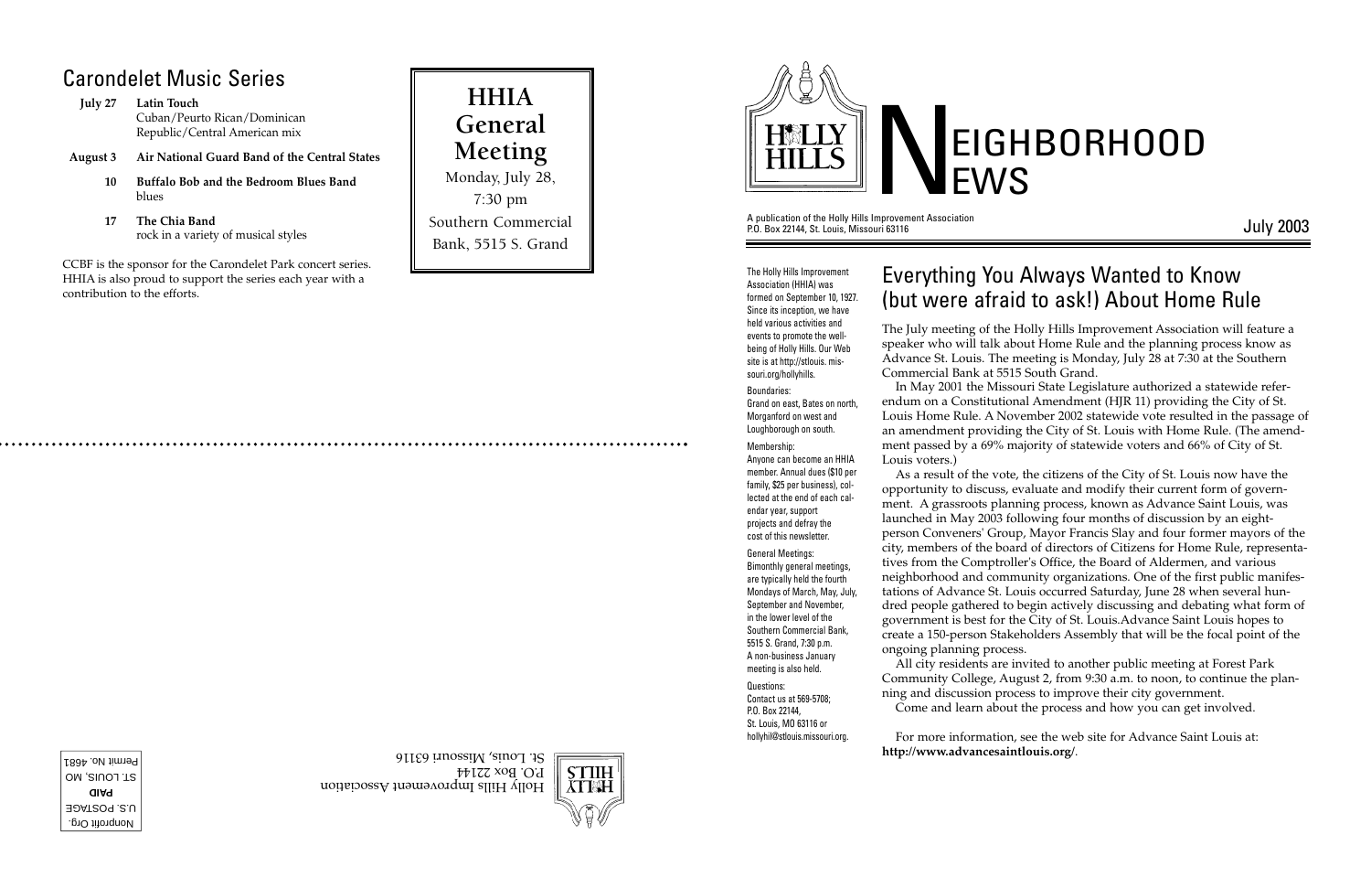## Carondelet Music Series

**July 27** **Latin Touch**
Cuban/Peurto Rican/Dominican Republic/Central American mix

**August 3** **Air National Guard Band of the Central States**

**10** **Buffalo Bob and the Bedroom Blues Band**
blues

**17** **The Chia Band**
rock in a variety of musical styles

CCBF is the sponsor for the Carondelet Park concert series. HHIA is also proud to support the series each year with a contribution to the efforts.

**HHIA General Meeting**

Monday, July 28,
7:30 pm
Southern Commercial Bank, 5515 S. Grand

Holly Hills Improvement Association
P.O. Box 22144
St. Louis, Missouri 63116

Nonprofit Org.
U.S. POSTAGE
**PAID**
ST. LOUIS, MO
Permit No. 4681

# NEIGHBORHOOD NEWS

A publication of the Holly Hills Improvement Association
P.O. Box 22144, St. Louis, Missouri 63116

July 2003

The Holly Hills Improvement Association (HHIA) was formed on September 10, 1927. Since its inception, we have held various activities and events to promote the well-being of Holly Hills. Our Web site is at http://stlouis. missouri.org/hollyhills.

Boundaries:
Grand on east, Bates on north, Morganford on west and Loughborough on south.

Membership:
Anyone can become an HHIA member. Annual dues ($10 per family, $25 per business), collected at the end of each calendar year, support projects and defray the cost of this newsletter.

General Meetings:
Bimonthly general meetings, are typically held the fourth Mondays of March, May, July, September and November, in the lower level of the Southern Commercial Bank, 5515 S. Grand, 7:30 p.m. A non-business January meeting is also held.

Questions:
Contact us at 569-5708; P.O. Box 22144, St. Louis, MO 63116 or hollyhil@stlouis.missouri.org.

## Everything You Always Wanted to Know (but were afraid to ask!) About Home Rule

The July meeting of the Holly Hills Improvement Association will feature a speaker who will talk about Home Rule and the planning process know as Advance St. Louis. The meeting is Monday, July 28 at 7:30 at the Southern Commercial Bank at 5515 South Grand.

In May 2001 the Missouri State Legislature authorized a statewide referendum on a Constitutional Amendment (HJR 11) providing the City of St. Louis Home Rule. A November 2002 statewide vote resulted in the passage of an amendment providing the City of St. Louis with Home Rule. (The amendment passed by a 69% majority of statewide voters and 66% of City of St. Louis voters.)

As a result of the vote, the citizens of the City of St. Louis now have the opportunity to discuss, evaluate and modify their current form of government. A grassroots planning process, known as Advance Saint Louis, was launched in May 2003 following four months of discussion by an eight-person Conveners' Group, Mayor Francis Slay and four former mayors of the city, members of the board of directors of Citizens for Home Rule, representatives from the Comptroller's Office, the Board of Aldermen, and various neighborhood and community organizations. One of the first public manifestations of Advance St. Louis occurred Saturday, June 28 when several hundred people gathered to begin actively discussing and debating what form of government is best for the City of St. Louis.Advance Saint Louis hopes to create a 150-person Stakeholders Assembly that will be the focal point of the ongoing planning process.

All city residents are invited to another public meeting at Forest Park Community College, August 2, from 9:30 a.m. to noon, to continue the planning and discussion process to improve their city government.

Come and learn about the process and how you can get involved.

For more information, see the web site for Advance Saint Louis at: **http://www.advancesaintlouis.org/**.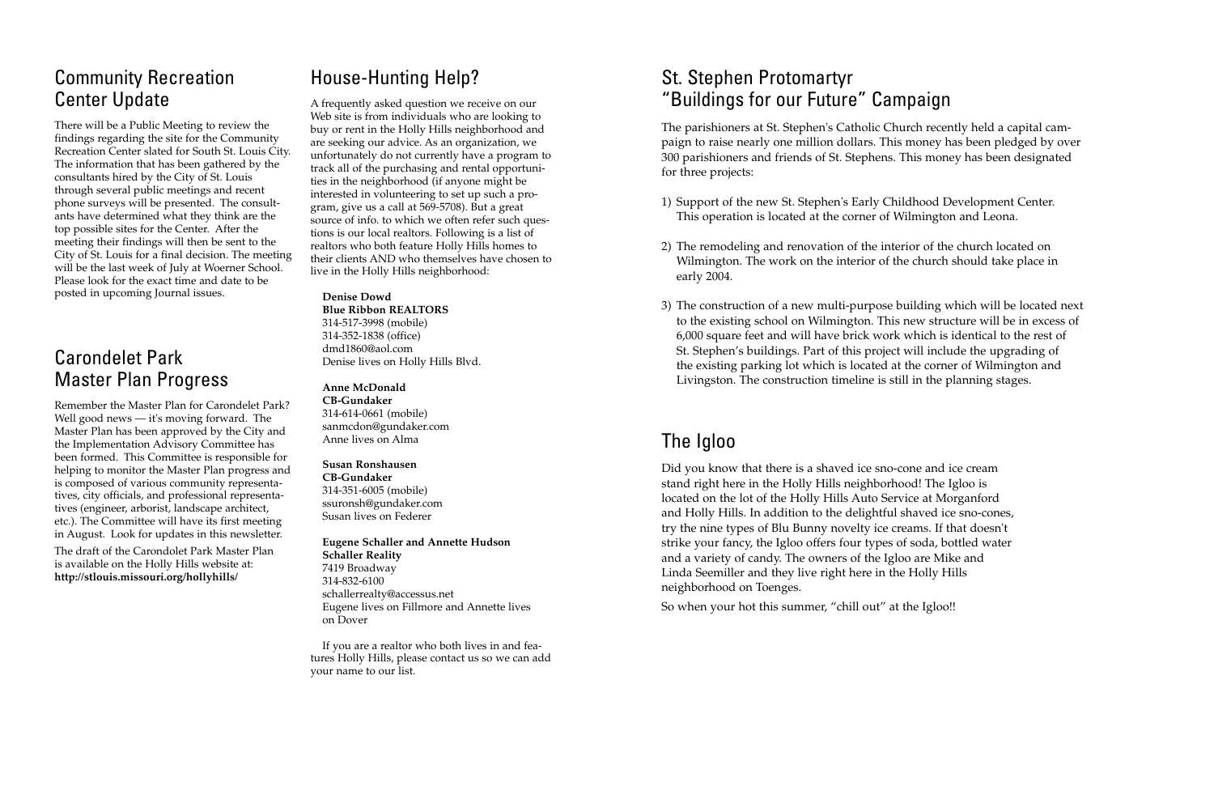## Community Recreation Center Update

There will be a Public Meeting to review the findings regarding the site for the Community Recreation Center slated for South St. Louis City. The information that has been gathered by the consultants hired by the City of St. Louis through several public meetings and recent phone surveys will be presented. The consultants have determined what they think are the top possible sites for the Center. After the meeting their findings will then be sent to the City of St. Louis for a final decision. The meeting will be the last week of July at Woerner School. Please look for the exact time and date to be posted in upcoming Journal issues.

## Carondelet Park Master Plan Progress

Remember the Master Plan for Carondelet Park? Well good news — it's moving forward. The Master Plan has been approved by the City and the Implementation Advisory Committee has been formed. This Committee is responsible for helping to monitor the Master Plan progress and is composed of various community representatives, city officials, and professional representatives (engineer, arborist, landscape architect, etc.). The Committee will have its first meeting in August. Look for updates in this newsletter.

The draft of the Carondolet Park Master Plan is available on the Holly Hills website at: **http://stlouis.missouri.org/hollyhills/**

## House-Hunting Help?

A frequently asked question we receive on our Web site is from individuals who are looking to buy or rent in the Holly Hills neighborhood and are seeking our advice. As an organization, we unfortunately do not currently have a program to track all of the purchasing and rental opportunities in the neighborhood (if anyone might be interested in volunteering to set up such a program, give us a call at 569-5708). But a great source of info. to which we often refer such questions is our local realtors. Following is a list of realtors who both feature Holly Hills homes to their clients AND who themselves have chosen to live in the Holly Hills neighborhood:

**Denise Dowd**
**Blue Ribbon REALTORS**
314-517-3998 (mobile)
314-352-1838 (office)
dmd1860@aol.com
Denise lives on Holly Hills Blvd.

**Anne McDonald**
**CB-Gundaker**
314-614-0661 (mobile)
sanmcdon@gundaker.com
Anne lives on Alma

**Susan Ronshausen**
**CB-Gundaker**
314-351-6005 (mobile)
ssuronsh@gundaker.com
Susan lives on Federer

**Eugene Schaller and Annette Hudson**
**Schaller Reality**
7419 Broadway
314-832-6100
schallerrealty@accessus.net
Eugene lives on Fillmore and Annette lives on Dover

If you are a realtor who both lives in and features Holly Hills, please contact us so we can add your name to our list.

## St. Stephen Protomartyr "Buildings for our Future" Campaign

The parishioners at St. Stephen's Catholic Church recently held a capital campaign to raise nearly one million dollars. This money has been pledged by over 300 parishioners and friends of St. Stephens. This money has been designated for three projects:

1) Support of the new St. Stephen's Early Childhood Development Center. This operation is located at the corner of Wilmington and Leona.

2) The remodeling and renovation of the interior of the church located on Wilmington. The work on the interior of the church should take place in early 2004.

3) The construction of a new multi-purpose building which will be located next to the existing school on Wilmington. This new structure will be in excess of 6,000 square feet and will have brick work which is identical to the rest of St. Stephen's buildings. Part of this project will include the upgrading of the existing parking lot which is located at the corner of Wilmington and Livingston. The construction timeline is still in the planning stages.

## The Igloo

Did you know that there is a shaved ice sno-cone and ice cream stand right here in the Holly Hills neighborhood! The Igloo is located on the lot of the Holly Hills Auto Service at Morganford and Holly Hills. In addition to the delightful shaved ice sno-cones, try the nine types of Blu Bunny novelty ice creams. If that doesn't strike your fancy, the Igloo offers four types of soda, bottled water and a variety of candy. The owners of the Igloo are Mike and Linda Seemiller and they live right here in the Holly Hills neighborhood on Toenges.

So when your hot this summer, "chill out" at the Igloo!!